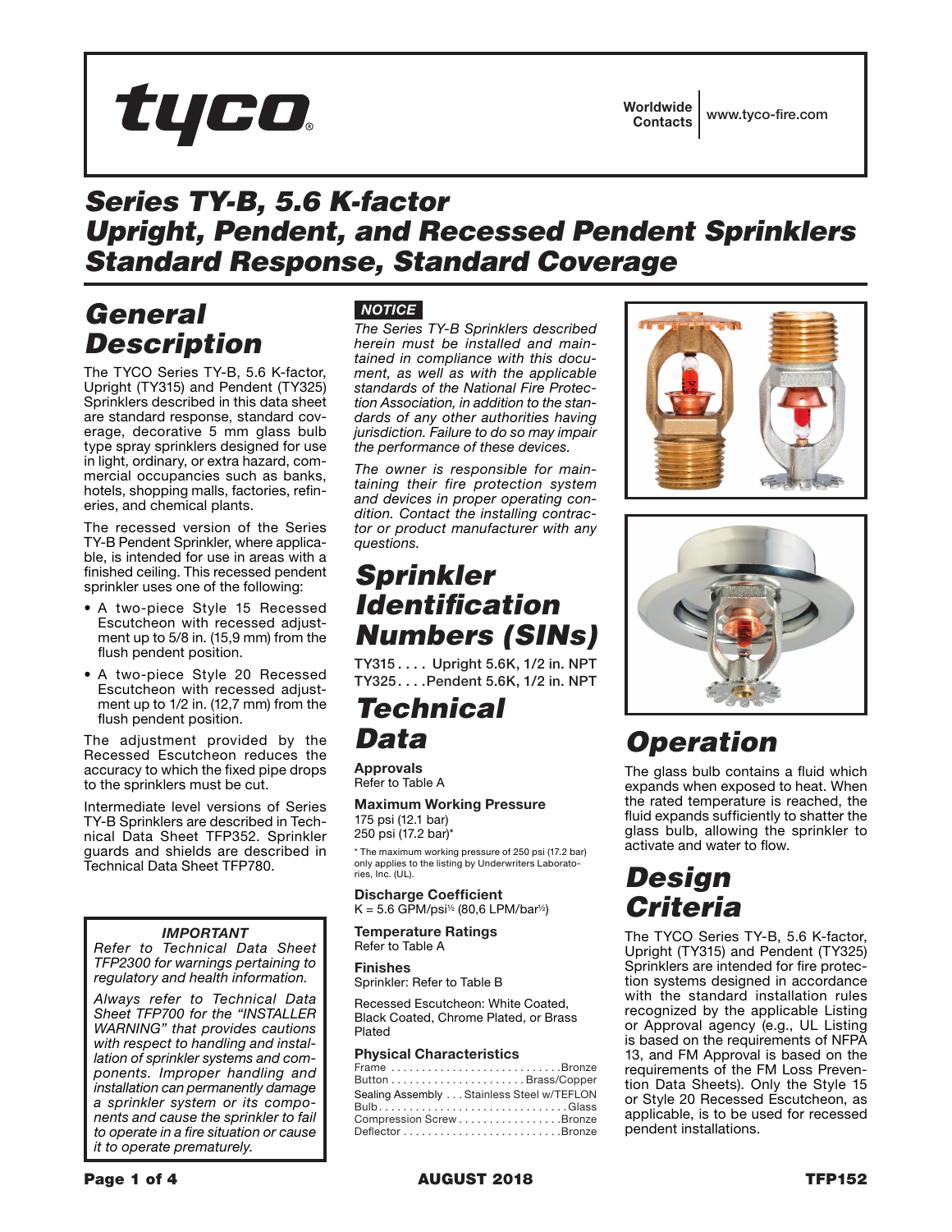tyco®

Worldwide Contacts | www.tyco-fire.com

# Series TY-B, 5.6 K-factor Upright, Pendent, and Recessed Pendent Sprinklers Standard Response, Standard Coverage

## General Description

The TYCO Series TY-B, 5.6 K-factor, Upright (TY315) and Pendent (TY325) Sprinklers described in this data sheet are standard response, standard coverage, decorative 5 mm glass bulb type spray sprinklers designed for use in light, ordinary, or extra hazard, commercial occupancies such as banks, hotels, shopping malls, factories, refineries, and chemical plants.

The recessed version of the Series TY-B Pendent Sprinkler, where applicable, is intended for use in areas with a finished ceiling. This recessed pendent sprinkler uses one of the following:

- A two-piece Style 15 Recessed Escutcheon with recessed adjustment up to 5/8 in. (15,9 mm) from the flush pendent position.
- A two-piece Style 20 Recessed Escutcheon with recessed adjustment up to 1/2 in. (12,7 mm) from the flush pendent position.

The adjustment provided by the Recessed Escutcheon reduces the accuracy to which the fixed pipe drops to the sprinklers must be cut.

Intermediate level versions of Series TY-B Sprinklers are described in Technical Data Sheet TFP352. Sprinkler guards and shields are described in Technical Data Sheet TFP780.

***IMPORTANT***

*Refer to Technical Data Sheet TFP2300 for warnings pertaining to regulatory and health information.*

*Always refer to Technical Data Sheet TFP700 for the "INSTALLER WARNING" that provides cautions with respect to handling and installation of sprinkler systems and components. Improper handling and installation can permanently damage a sprinkler system or its components and cause the sprinkler to fail to operate in a fire situation or cause it to operate prematurely.*

***NOTICE***

*The Series TY-B Sprinklers described herein must be installed and maintained in compliance with this document, as well as with the applicable standards of the National Fire Protection Association, in addition to the standards of any other authorities having jurisdiction. Failure to do so may impair the performance of these devices.*

*The owner is responsible for maintaining their fire protection system and devices in proper operating condition. Contact the installing contractor or product manufacturer with any questions.*

## Sprinkler Identification Numbers (SINs)

TY315 . . . . Upright 5.6K, 1/2 in. NPT
TY325 . . . . Pendent 5.6K, 1/2 in. NPT

## Technical Data

**Approvals**
Refer to Table A

**Maximum Working Pressure**
175 psi (12.1 bar)
250 psi (17.2 bar)*

\* The maximum working pressure of 250 psi (17.2 bar) only applies to the listing by Underwriters Laboratories, Inc. (UL).

**Discharge Coefficient**
K = 5.6 GPM/psi$^{1/2}$ (80,6 LPM/bar$^{1/2}$)

**Temperature Ratings**
Refer to Table A

**Finishes**
Sprinkler: Refer to Table B

Recessed Escutcheon: White Coated, Black Coated, Chrome Plated, or Brass Plated

**Physical Characteristics**
Frame . . . . . . . . . . . . . . . . Bronze
Button . . . . . . . . . . . . . . . . Brass/Copper
Sealing Assembly . . . Stainless Steel w/TEFLON
Bulb . . . . . . . . . . . . . . . . Glass
Compression Screw . . . . . . . . Bronze
Deflector . . . . . . . . . . . . . . . . Bronze

## Operation

The glass bulb contains a fluid which expands when exposed to heat. When the rated temperature is reached, the fluid expands sufficiently to shatter the glass bulb, allowing the sprinkler to activate and water to flow.

## Design Criteria

The TYCO Series TY-B, 5.6 K-factor, Upright (TY315) and Pendent (TY325) Sprinklers are intended for fire protection systems designed in accordance with the standard installation rules recognized by the applicable Listing or Approval agency (e.g., UL Listing is based on the requirements of NFPA 13, and FM Approval is based on the requirements of the FM Loss Prevention Data Sheets). Only the Style 15 or Style 20 Recessed Escutcheon, as applicable, is to be used for recessed pendent installations.

AUGUST 2018 TFP152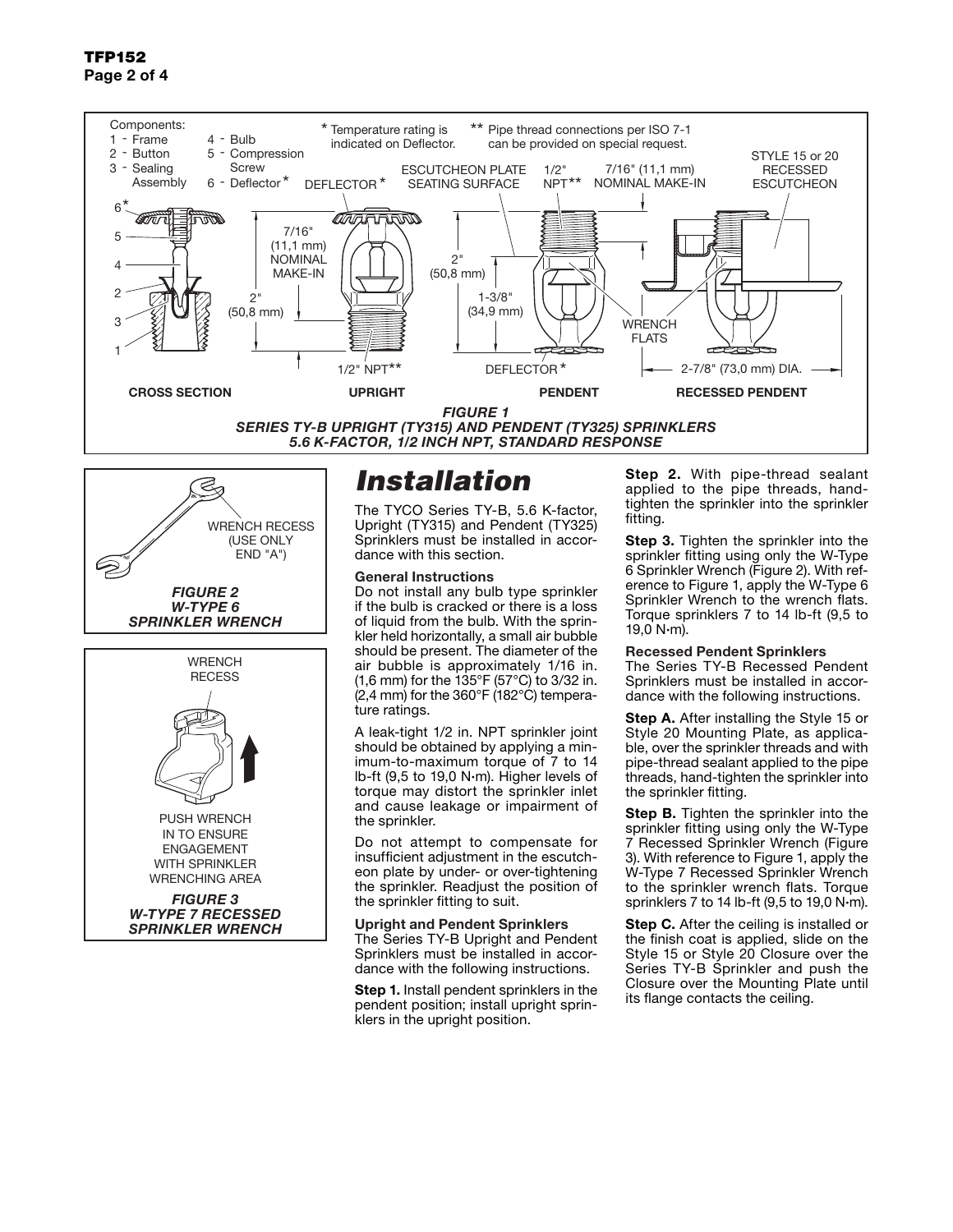FIGURE 1
SERIES TY-B UPRIGHT (TY315) AND PENDENT (TY325) SPRINKLERS
5.6 K-FACTOR, 1/2 INCH NPT, STANDARD RESPONSE

FIGURE 2
W-TYPE 6
SPRINKLER WRENCH

FIGURE 3
W-TYPE 7 RECESSED
SPRINKLER WRENCH

# Installation

The TYCO Series TY-B, 5.6 K-factor, Upright (TY315) and Pendent (TY325) Sprinklers must be installed in accordance with this section.

**General Instructions**
Do not install any bulb type sprinkler if the bulb is cracked or there is a loss of liquid from the bulb. With the sprinkler held horizontally, a small air bubble should be present. The diameter of the air bubble is approximately 1/16 in. (1,6 mm) for the 135°F (57°C) to 3/32 in. (2,4 mm) for the 360°F (182°C) temperature ratings.

A leak-tight 1/2 in. NPT sprinkler joint should be obtained by applying a minimum-to-maximum torque of 7 to 14 lb-ft (9,5 to 19,0 N·m). Higher levels of torque may distort the sprinkler inlet and cause leakage or impairment of the sprinkler.

Do not attempt to compensate for insufficient adjustment in the escutcheon plate by under- or over-tightening the sprinkler. Readjust the position of the sprinkler fitting to suit.

**Upright and Pendent Sprinklers**
The Series TY-B Upright and Pendent Sprinklers must be installed in accordance with the following instructions.

**Step 1.** Install pendent sprinklers in the pendent position; install upright sprinklers in the upright position.

**Step 2.** With pipe-thread sealant applied to the pipe threads, hand-tighten the sprinkler into the sprinkler fitting.

**Step 3.** Tighten the sprinkler into the sprinkler fitting using only the W-Type 6 Sprinkler Wrench (Figure 2). With reference to Figure 1, apply the W-Type 6 Sprinkler Wrench to the wrench flats. Torque sprinklers 7 to 14 lb-ft (9,5 to 19,0 N·m).

**Recessed Pendent Sprinklers**
The Series TY-B Recessed Pendent Sprinklers must be installed in accordance with the following instructions.

**Step A.** After installing the Style 15 or Style 20 Mounting Plate, as applicable, over the sprinkler threads and with pipe-thread sealant applied to the pipe threads, hand-tighten the sprinkler into the sprinkler fitting.

**Step B.** Tighten the sprinkler into the sprinkler fitting using only the W-Type 7 Recessed Sprinkler Wrench (Figure 3). With reference to Figure 1, apply the W-Type 7 Recessed Sprinkler Wrench to the sprinkler wrench flats. Torque sprinklers 7 to 14 lb-ft (9,5 to 19,0 N·m).

**Step C.** After the ceiling is installed or the finish coat is applied, slide on the Style 15 or Style 20 Closure over the Series TY-B Sprinkler and push the Closure over the Mounting Plate until its flange contacts the ceiling.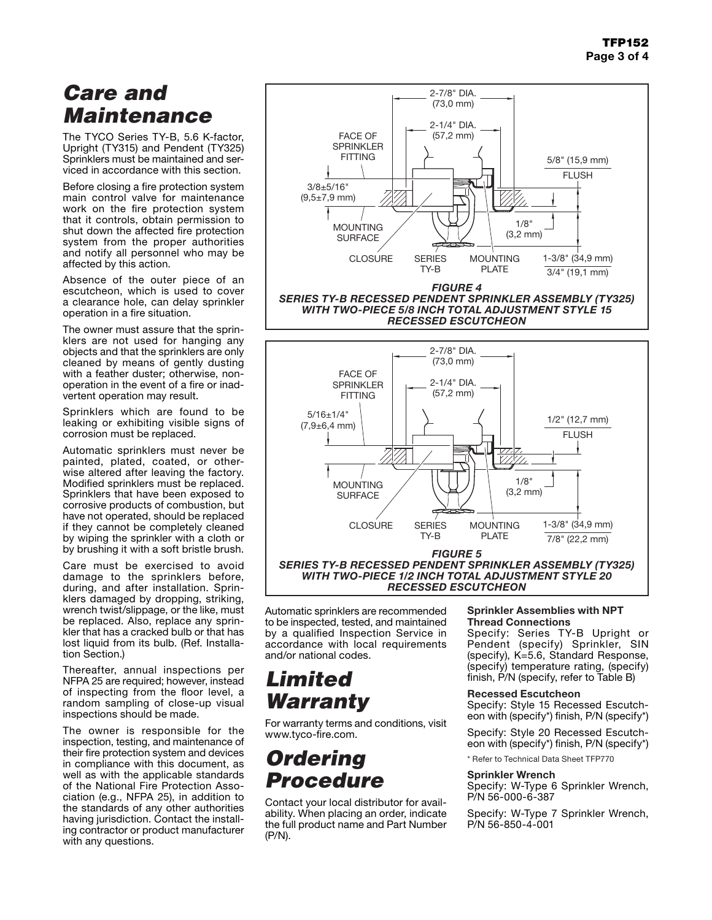# Care and Maintenance

The TYCO Series TY-B, 5.6 K-factor, Upright (TY315) and Pendent (TY325) Sprinklers must be maintained and serviced in accordance with this section.

Before closing a fire protection system main control valve for maintenance work on the fire protection system that it controls, obtain permission to shut down the affected fire protection system from the proper authorities and notify all personnel who may be affected by this action.

Absence of the outer piece of an escutcheon, which is used to cover a clearance hole, can delay sprinkler operation in a fire situation.

The owner must assure that the sprinklers are not used for hanging any objects and that the sprinklers are only cleaned by means of gently dusting with a feather duster; otherwise, non-operation in the event of a fire or inadvertent operation may result.

Sprinklers which are found to be leaking or exhibiting visible signs of corrosion must be replaced.

Automatic sprinklers must never be painted, plated, coated, or otherwise altered after leaving the factory. Modified sprinklers must be replaced. Sprinklers that have been exposed to corrosive products of combustion, but have not operated, should be replaced if they cannot be completely cleaned by wiping the sprinkler with a cloth or by brushing it with a soft bristle brush.

Care must be exercised to avoid damage to the sprinklers before, during, and after installation. Sprinklers damaged by dropping, striking, wrench twist/slippage, or the like, must be replaced. Also, replace any sprinkler that has a cracked bulb or that has lost liquid from its bulb. (Ref. Installation Section.)

Thereafter, annual inspections per NFPA 25 are required; however, instead of inspecting from the floor level, a random sampling of close-up visual inspections should be made.

The owner is responsible for the inspection, testing, and maintenance of their fire protection system and devices in compliance with this document, as well as with the applicable standards of the National Fire Protection Association (e.g., NFPA 25), in addition to the standards of any other authorities having jurisdiction. Contact the installing contractor or product manufacturer with any questions.

2-7/8" DIA. (73,0 mm)
2-1/4" DIA. (57,2 mm)
FACE OF SPRINKLER FITTING
5/8" (15,9 mm) FLUSH
3/8±5/16" (9,5±7,9 mm)
1/8" (3,2 mm)
MOUNTING SURFACE
CLOSURE
SERIES TY-B
MOUNTING PLATE
1-3/8" (34,9 mm)
3/4" (19,1 mm)

*FIGURE 4*
*SERIES TY-B RECESSED PENDENT SPRINKLER ASSEMBLY (TY325) WITH TWO-PIECE 5/8 INCH TOTAL ADJUSTMENT STYLE 15 RECESSED ESCUTCHEON*

2-7/8" DIA. (73,0 mm)
FACE OF SPRINKLER FITTING
2-1/4" DIA. (57,2 mm)
5/16±1/4" (7,9±6,4 mm)
1/2" (12,7 mm) FLUSH
1/8" (3,2 mm)
MOUNTING SURFACE
CLOSURE
SERIES TY-B
MOUNTING PLATE
1-3/8" (34,9 mm)
7/8" (22,2 mm)

*FIGURE 5*
*SERIES TY-B RECESSED PENDENT SPRINKLER ASSEMBLY (TY325) WITH TWO-PIECE 1/2 INCH TOTAL ADJUSTMENT STYLE 20 RECESSED ESCUTCHEON*

Automatic sprinklers are recommended to be inspected, tested, and maintained by a qualified Inspection Service in accordance with local requirements and/or national codes.

# Limited Warranty

For warranty terms and conditions, visit www.tyco-fire.com.

# Ordering Procedure

Contact your local distributor for availability. When placing an order, indicate the full product name and Part Number (P/N).

**Sprinkler Assemblies with NPT Thread Connections**

Specify: Series TY-B Upright or Pendent (specify) Sprinkler, SIN (specify), K=5.6, Standard Response, (specify) temperature rating, (specify) finish, P/N (specify, refer to Table B)

**Recessed Escutcheon**

Specify: Style 15 Recessed Escutcheon with (specify*) finish, P/N (specify*)

Specify: Style 20 Recessed Escutcheon with (specify*) finish, P/N (specify*)

\* Refer to Technical Data Sheet TFP770

**Sprinkler Wrench**

Specify: W-Type 6 Sprinkler Wrench, P/N 56-000-6-387

Specify: W-Type 7 Sprinkler Wrench, P/N 56-850-4-001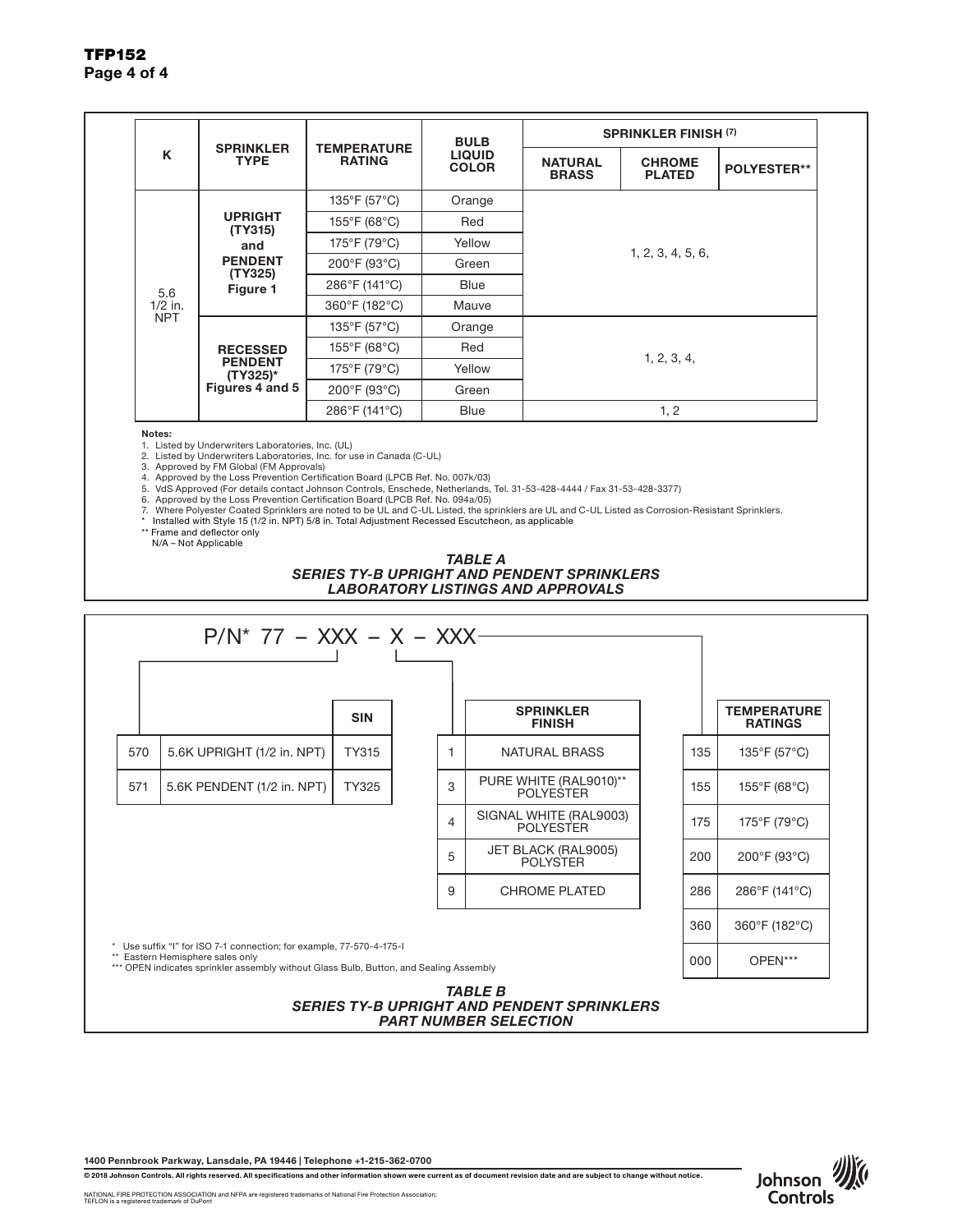| K | SPRINKLER TYPE | TEMPERATURE RATING | BULB LIQUID COLOR | SPRINKLER FINISH (7) | | |
|---|---|---|---|---|---|---|
| | | | | NATURAL BRASS | CHROME PLATED | POLYESTER** |
| 5.6 1/2 in. NPT | UPRIGHT (TY315) and PENDENT (TY325) Figure 1 | 135°F (57°C) | Orange | 1, 2, 3, 4, 5, 6, | | |
| | | 155°F (68°C) | Red | | | |
| | | 175°F (79°C) | Yellow | | | |
| | | 200°F (93°C) | Green | | | |
| | | 286°F (141°C) | Blue | | | |
| | | 360°F (182°C) | Mauve | | | |
| | RECESSED PENDENT (TY325)* Figures 4 and 5 | 135°F (57°C) | Orange | 1, 2, 3, 4, | | |
| | | 155°F (68°C) | Red | | | |
| | | 175°F (79°C) | Yellow | | | |
| | | 200°F (93°C) | Green | | | |
| | | 286°F (141°C) | Blue | 1, 2 | | |

**Notes:**
1. Listed by Underwriters Laboratories, Inc. (UL)
2. Listed by Underwriters Laboratories, Inc. for use in Canada (C-UL)
3. Approved by FM Global (FM Approvals)
4. Approved by the Loss Prevention Certification Board (LPCB Ref. No. 007k/03)
5. VdS Approved (For details contact Johnson Controls, Enschede, Netherlands, Tel. 31-53-428-4444 / Fax 31-53-428-3377)
6. Approved by the Loss Prevention Certification Board (LPCB Ref. No. 094a/05)
7. Where Polyester Coated Sprinklers are noted to be UL and C-UL Listed, the sprinklers are UL and C-UL Listed as Corrosion-Resistant Sprinklers.

\* Installed with Style 15 (1/2 in. NPT) 5/8 in. Total Adjustment Recessed Escutcheon, as applicable

** Frame and deflector only

N/A – Not Applicable

***TABLE A***
***SERIES TY-B UPRIGHT AND PENDENT SPRINKLERS***
***LABORATORY LISTINGS AND APPROVALS***

P/N* 77 – XXX – X – XXX

| | | SIN |
|---|---|---|
| 570 | 5.6K UPRIGHT (1/2 in. NPT) | TY315 |
| 571 | 5.6K PENDENT (1/2 in. NPT) | TY325 |

| | SPRINKLER FINISH |
|---|---|
| 1 | NATURAL BRASS |
| 3 | PURE WHITE (RAL9010)** POLYESTER |
| 4 | SIGNAL WHITE (RAL9003) POLYESTER |
| 5 | JET BLACK (RAL9005) POLYSTER |
| 9 | CHROME PLATED |

| | TEMPERATURE RATINGS |
|---|---|
| 135 | 135°F (57°C) |
| 155 | 155°F (68°C) |
| 175 | 175°F (79°C) |
| 200 | 200°F (93°C) |
| 286 | 286°F (141°C) |
| 360 | 360°F (182°C) |
| 000 | OPEN*** |

\* Use suffix "I" for ISO 7-1 connection; for example, 77-570-4-175-I

** Eastern Hemisphere sales only

*** OPEN indicates sprinkler assembly without Glass Bulb, Button, and Sealing Assembly

***TABLE B***
***SERIES TY-B UPRIGHT AND PENDENT SPRINKLERS***
***PART NUMBER SELECTION***

1400 Pennbrook Parkway, Lansdale, PA 19446 | Telephone +1-215-362-0700

© 2018 Johnson Controls. All rights reserved. All specifications and other information shown were current as of document revision date and are subject to change without notice.

NATIONAL FIRE PROTECTION ASSOCIATION and NFPA are registered trademarks of National Fire Protection Association; TEFLON is a registered trademark of DuPont